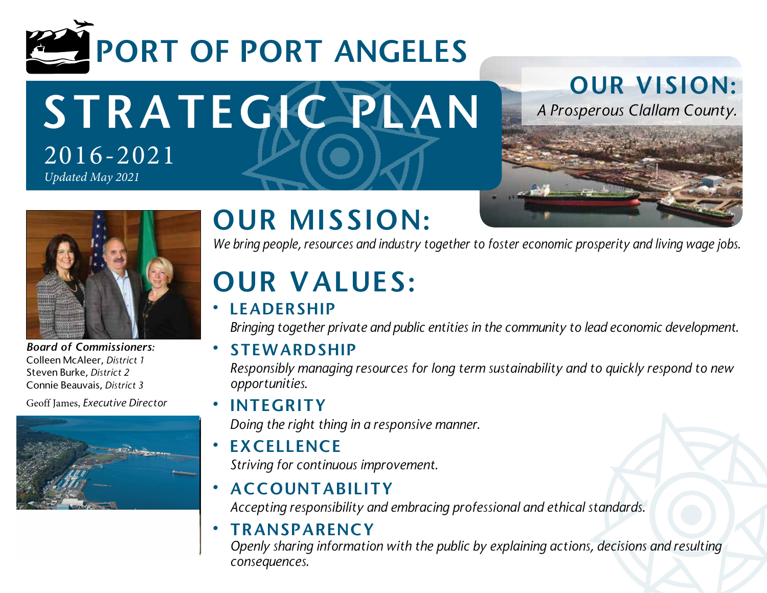# PORT OF PORT ANGELES

# STRATEGIC PLAN

2016-2021

*Updated May 2021*

## OUR VISION:

*A Prosperous Clallam County.*

***Board of Commissioners:***

Colleen McAleer, *District 1*

Steven Burke, *District 2*

Connie Beauvais, *District 3*

Geoff James, *Executive Director*

## OUR MISSION:

*We bring people, resources and industry together to foster economic prosperity and living wage jobs.*

## OUR VALUES:

- **LEADERSHIP**
  *Bringing together private and public entities in the community to lead economic development.*
- **STEWARDSHIP**
  *Responsibly managing resources for long term sustainability and to quickly respond to new opportunities.*
- **INTEGRITY**
  *Doing the right thing in a responsive manner.*
- **EXCELLENCE**
  *Striving for continuous improvement.*
- **ACCOUNTABILITY**
  *Accepting responsibility and embracing professional and ethical standards.*
- **TRANSPARENCY**
  *Openly sharing information with the public by explaining actions, decisions and resulting consequences.*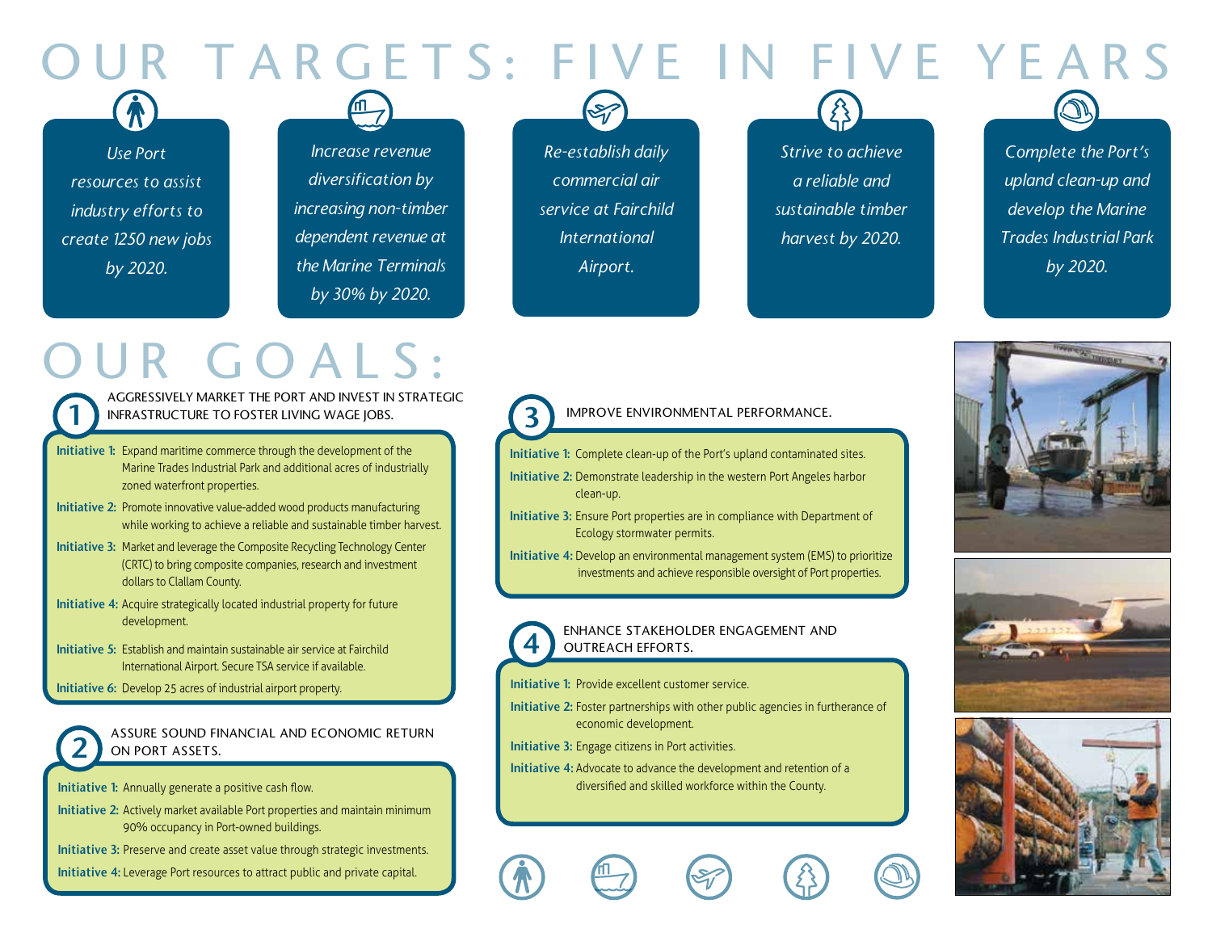# OUR TARGETS: FIVE IN FIVE YEARS

*Use Port resources to assist industry efforts to create 1250 new jobs by 2020.*

*Increase revenue diversification by increasing non-timber dependent revenue at the Marine Terminals by 30% by 2020.*

*Re-establish daily commercial air service at Fairchild International Airport.*

*Strive to achieve a reliable and sustainable timber harvest by 2020.*

*Complete the Port's upland clean-up and develop the Marine Trades Industrial Park by 2020.*

# OUR GOALS:

## 1 AGGRESSIVELY MARKET THE PORT AND INVEST IN STRATEGIC INFRASTRUCTURE TO FOSTER LIVING WAGE JOBS.

**Initiative 1:** Expand maritime commerce through the development of the Marine Trades Industrial Park and additional acres of industrially zoned waterfront properties.

**Initiative 2:** Promote innovative value-added wood products manufacturing while working to achieve a reliable and sustainable timber harvest.

**Initiative 3:** Market and leverage the Composite Recycling Technology Center (CRTC) to bring composite companies, research and investment dollars to Clallam County.

**Initiative 4:** Acquire strategically located industrial property for future development.

**Initiative 5:** Establish and maintain sustainable air service at Fairchild International Airport. Secure TSA service if available.

**Initiative 6:** Develop 25 acres of industrial airport property.

## 2 ASSURE SOUND FINANCIAL AND ECONOMIC RETURN ON PORT ASSETS.

**Initiative 1:** Annually generate a positive cash flow.

**Initiative 2:** Actively market available Port properties and maintain minimum 90% occupancy in Port-owned buildings.

**Initiative 3:** Preserve and create asset value through strategic investments.

**Initiative 4:** Leverage Port resources to attract public and private capital.

## 3 IMPROVE ENVIRONMENTAL PERFORMANCE.

**Initiative 1:** Complete clean-up of the Port's upland contaminated sites.

**Initiative 2:** Demonstrate leadership in the western Port Angeles harbor clean-up.

**Initiative 3:** Ensure Port properties are in compliance with Department of Ecology stormwater permits.

**Initiative 4:** Develop an environmental management system (EMS) to prioritize investments and achieve responsible oversight of Port properties.

## 4 ENHANCE STAKEHOLDER ENGAGEMENT AND OUTREACH EFFORTS.

**Initiative 1:** Provide excellent customer service.

**Initiative 2:** Foster partnerships with other public agencies in furtherance of economic development.

**Initiative 3:** Engage citizens in Port activities.

**Initiative 4:** Advocate to advance the development and retention of a diversified and skilled workforce within the County.